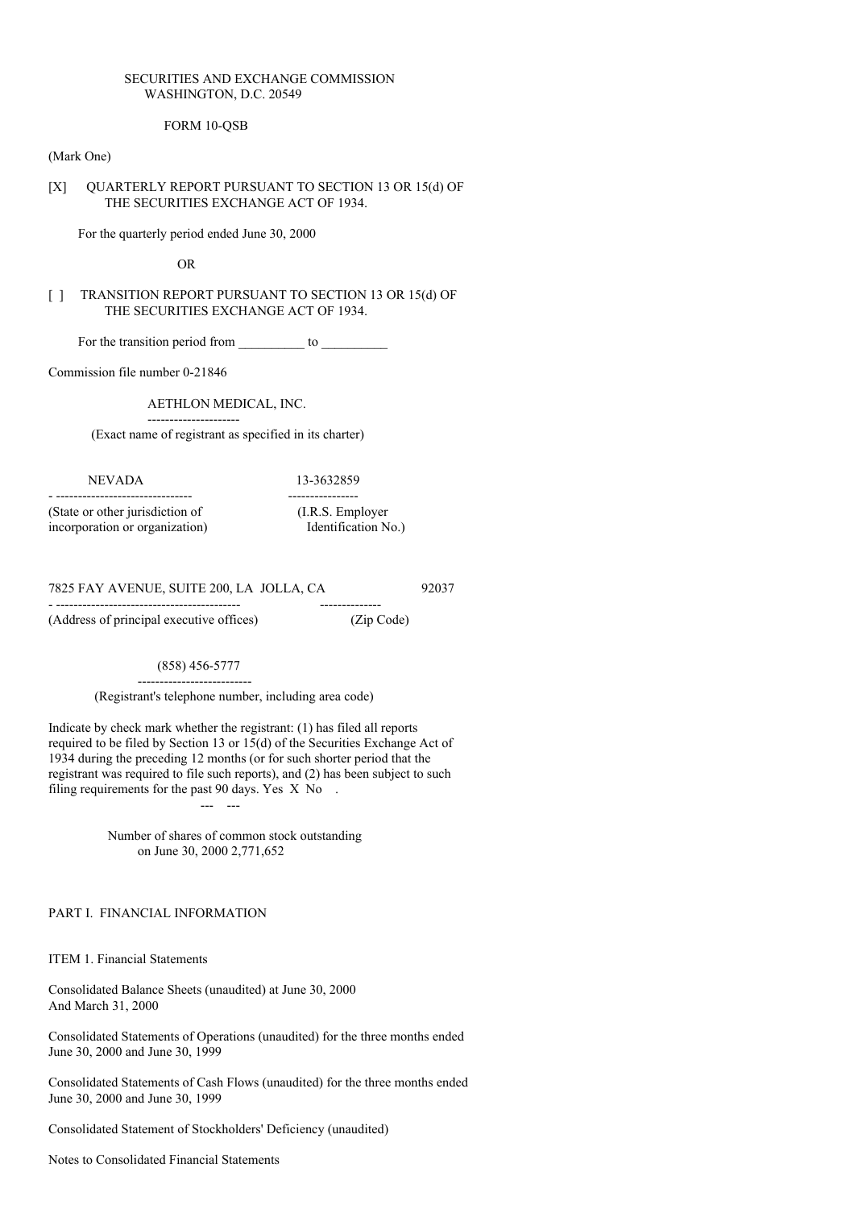SECURITIES AND EXCHANGE COMMISSION
WASHINGTON, D.C. 20549

FORM 10-QSB

(Mark One)

[X] QUARTERLY REPORT PURSUANT TO SECTION 13 OR 15(d) OF THE SECURITIES EXCHANGE ACT OF 1934.

For the quarterly period ended June 30, 2000

OR

[ ] TRANSITION REPORT PURSUANT TO SECTION 13 OR 15(d) OF THE SECURITIES EXCHANGE ACT OF 1934.

For the transition period from __________ to __________

Commission file number 0-21846

AETHLON MEDICAL, INC.
(Exact name of registrant as specified in its charter)

| NEVADA | 13-3632859 |
|---|---|
| (State or other jurisdiction of incorporation or organization) | (I.R.S. Employer Identification No.) |

| 7825 FAY AVENUE, SUITE 200, LA JOLLA, CA | 92037 |
|---|---|
| (Address of principal executive offices) | (Zip Code) |

(858) 456-5777
(Registrant's telephone number, including area code)

Indicate by check mark whether the registrant: (1) has filed all reports required to be filed by Section 13 or 15(d) of the Securities Exchange Act of 1934 during the preceding 12 months (or for such shorter period that the registrant was required to file such reports), and (2) has been subject to such filing requirements for the past 90 days. Yes X No .

Number of shares of common stock outstanding on June 30, 2000 2,771,652

PART I. FINANCIAL INFORMATION

ITEM 1. Financial Statements

Consolidated Balance Sheets (unaudited) at June 30, 2000 And March 31, 2000

Consolidated Statements of Operations (unaudited) for the three months ended June 30, 2000 and June 30, 1999

Consolidated Statements of Cash Flows (unaudited) for the three months ended June 30, 2000 and June 30, 1999

Consolidated Statement of Stockholders' Deficiency (unaudited)

Notes to Consolidated Financial Statements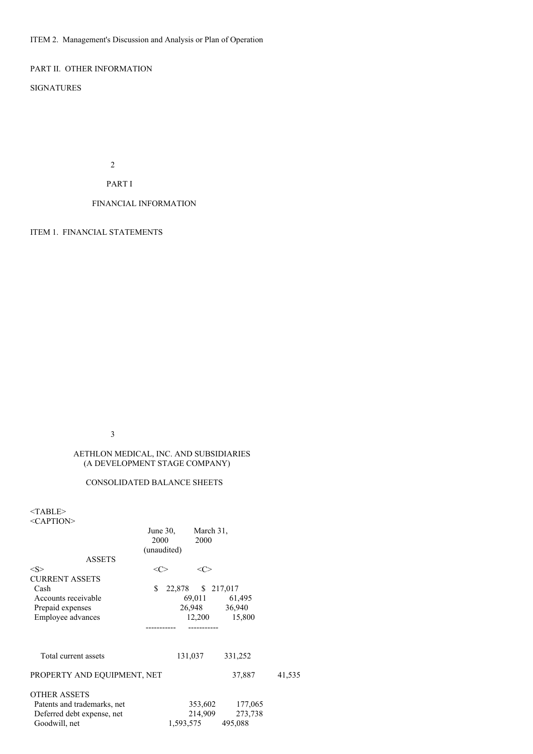ITEM 2. Management's Discussion and Analysis or Plan of Operation

PART II. OTHER INFORMATION

SIGNATURES

PART I

FINANCIAL INFORMATION

ITEM 1. FINANCIAL STATEMENTS

AETHLON MEDICAL, INC. AND SUBSIDIARIES
(A DEVELOPMENT STAGE COMPANY)

CONSOLIDATED BALANCE SHEETS

| ASSETS | June 30, 2000 (unaudited) | March 31, 2000 |
|---|---|---|
| CURRENT ASSETS | | |
| Cash | $ 22,878 | $ 217,017 |
| Accounts receivable | 69,011 | 61,495 |
| Prepaid expenses | 26,948 | 36,940 |
| Employee advances | 12,200 | 15,800 |
| Total current assets | 131,037 | 331,252 |
| PROPERTY AND EQUIPMENT, NET | 37,887 | 41,535 |
| OTHER ASSETS | | |
| Patents and trademarks, net | 353,602 | 177,065 |
| Deferred debt expense, net | 214,909 | 273,738 |
| Goodwill, net | 1,593,575 | 495,088 |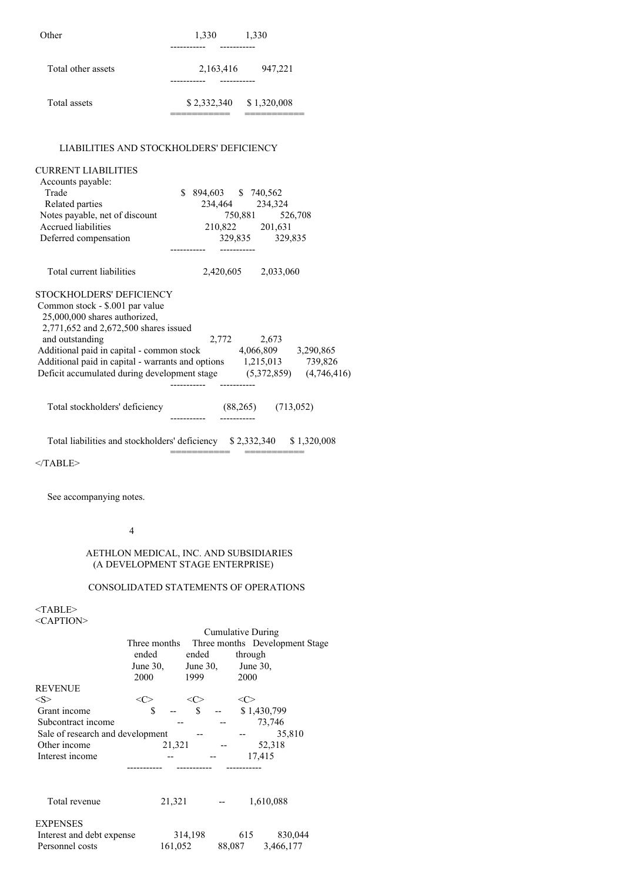| | | |
|---|---|---|
| Other | 1,330 | 1,330 |
| Total other assets | 2,163,416 | 947,221 |
| Total assets | $ 2,332,340 | $ 1,320,008 |

LIABILITIES AND STOCKHOLDERS' DEFICIENCY

| | | |
|---|---|---|
| CURRENT LIABILITIES | | |
| Accounts payable: | | |
| Trade | $ 894,603 | $ 740,562 |
| Related parties | 234,464 | 234,324 |
| Notes payable, net of discount | 750,881 | 526,708 |
| Accrued liabilities | 210,822 | 201,631 |
| Deferred compensation | 329,835 | 329,835 |
| Total current liabilities | 2,420,605 | 2,033,060 |
| STOCKHOLDERS' DEFICIENCY | | |
| Common stock - $.001 par value 25,000,000 shares authorized, 2,771,652 and 2,672,500 shares issued and outstanding | 2,772 | 2,673 |
| Additional paid in capital - common stock | 4,066,809 | 3,290,865 |
| Additional paid in capital - warrants and options | 1,215,013 | 739,826 |
| Deficit accumulated during development stage | (5,372,859) | (4,746,416) |
| Total stockholders' deficiency | (88,265) | (713,052) |
| Total liabilities and stockholders' deficiency | $ 2,332,340 | $ 1,320,008 |

See accompanying notes.

AETHLON MEDICAL, INC. AND SUBSIDIARIES
(A DEVELOPMENT STAGE ENTERPRISE)

CONSOLIDATED STATEMENTS OF OPERATIONS

| | Three months ended June 30, 2000 | Three months ended June 30, 1999 | Cumulative During Development Stage through June 30, 2000 |
|---|---|---|---|
| REVENUE | | | |
| Grant income | $ -- | $ -- | $ 1,430,799 |
| Subcontract income | -- | -- | 73,746 |
| Sale of research and development | -- | -- | 35,810 |
| Other income | 21,321 | -- | 52,318 |
| Interest income | -- | -- | 17,415 |
| Total revenue | 21,321 | -- | 1,610,088 |
| EXPENSES | | | |
| Interest and debt expense | 314,198 | 615 | 830,044 |
| Personnel costs | 161,052 | 88,087 | 3,466,177 |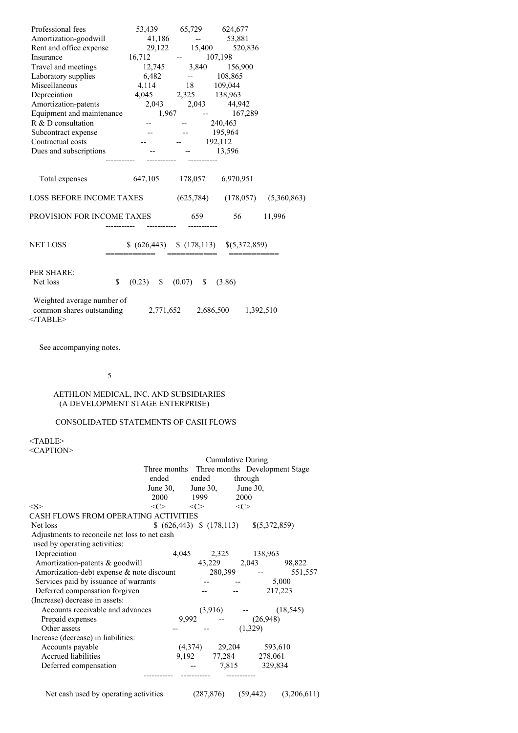| | | | |
|---|---|---|---|
| Professional fees | 53,439 | 65,729 | 624,677 |
| Amortization-goodwill | 41,186 | -- | 53,881 |
| Rent and office expense | 29,122 | 15,400 | 520,836 |
| Insurance | 16,712 | -- | 107,198 |
| Travel and meetings | 12,745 | 3,840 | 156,900 |
| Laboratory supplies | 6,482 | -- | 108,865 |
| Miscellaneous | 4,114 | 18 | 109,044 |
| Depreciation | 4,045 | 2,325 | 138,963 |
| Amortization-patents | 2,043 | 2,043 | 44,942 |
| Equipment and maintenance | 1,967 | -- | 167,289 |
| R & D consultation | -- | -- | 240,463 |
| Subcontract expense | -- | -- | 195,964 |
| Contractual costs | -- | -- | 192,112 |
| Dues and subscriptions | -- | -- | 13,596 |
| Total expenses | 647,105 | 178,057 | 6,970,951 |
| LOSS BEFORE INCOME TAXES | (625,784) | (178,057) | (5,360,863) |
| PROVISION FOR INCOME TAXES | 659 | 56 | 11,996 |
| NET LOSS | $ (626,443) | $ (178,113) | $(5,372,859) |
| PER SHARE: | | | |
| Net loss | $ (0.23) | $ (0.07) | $ (3.86) |
| Weighted average number of common shares outstanding | 2,771,652 | 2,686,500 | 1,392,510 |

See accompanying notes.

AETHLON MEDICAL, INC. AND SUBSIDIARIES
(A DEVELOPMENT STAGE ENTERPRISE)

CONSOLIDATED STATEMENTS OF CASH FLOWS

| | Three months ended June 30, 2000 | Three months ended June 30, 1999 | Cumulative During Development Stage through June 30, 2000 |
|---|---|---|---|
| CASH FLOWS FROM OPERATING ACTIVITIES | | | |
| Net loss | $ (626,443) | $ (178,113) | $(5,372,859) |
| Adjustments to reconcile net loss to net cash used by operating activities: | | | |
| Depreciation | 4,045 | 2,325 | 138,963 |
| Amortization-patents & goodwill | 43,229 | 2,043 | 98,822 |
| Amortization-debt expense & note discount | 280,399 | -- | 551,557 |
| Services paid by issuance of warrants | -- | -- | 5,000 |
| Deferred compensation forgiven | -- | -- | 217,223 |
| (Increase) decrease in assets: | | | |
| Accounts receivable and advances | (3,916) | -- | (18,545) |
| Prepaid expenses | 9,992 | -- | (26,948) |
| Other assets | -- | -- | (1,329) |
| Increase (decrease) in liabilities: | | | |
| Accounts payable | (4,374) | 29,204 | 593,610 |
| Accrued liabilities | 9,192 | 77,284 | 278,061 |
| Deferred compensation | -- | 7,815 | 329,834 |
| Net cash used by operating activities | (287,876) | (59,442) | (3,206,611) |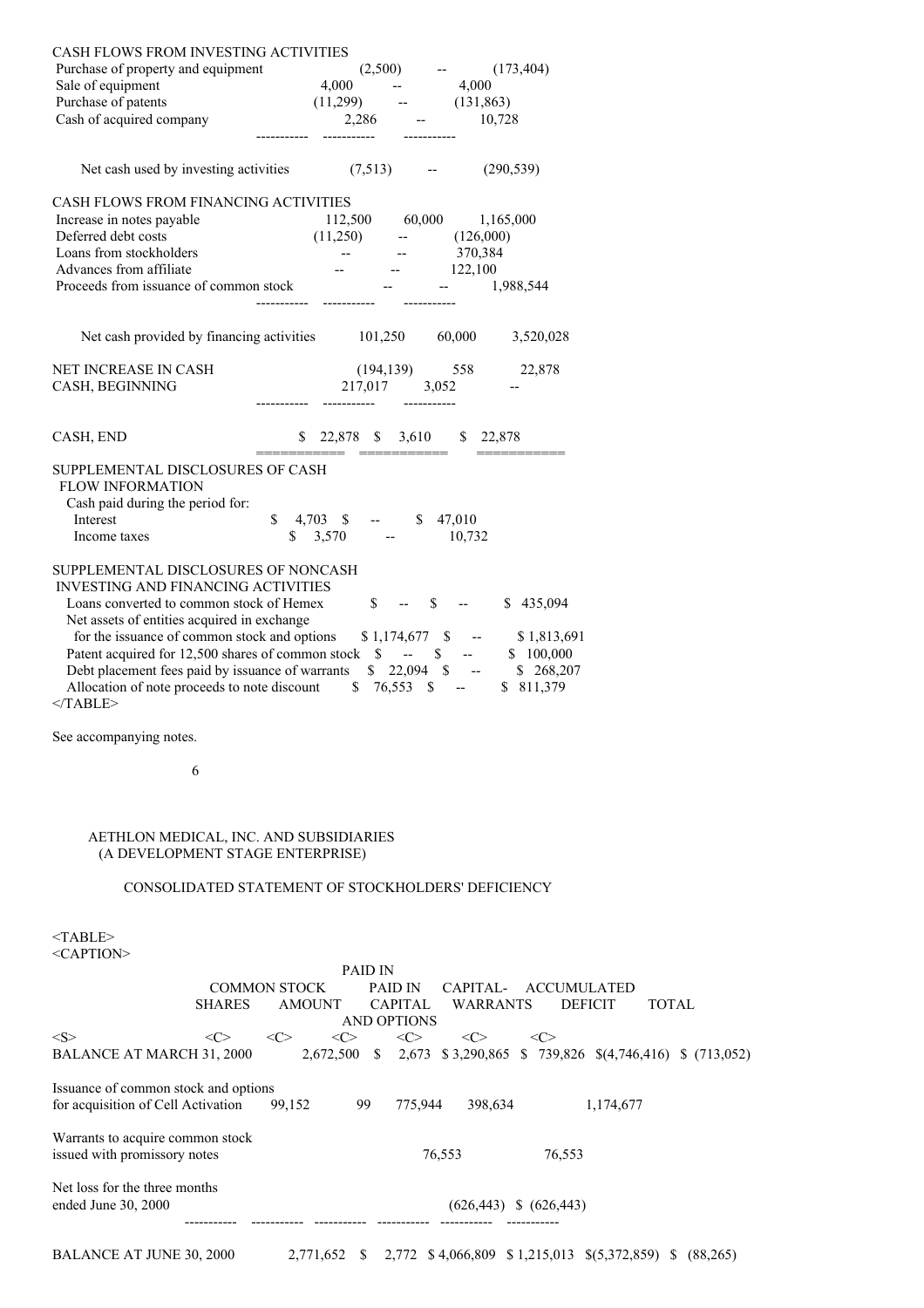| | | | |
|---|---|---|---|
| CASH FLOWS FROM INVESTING ACTIVITIES | | | |
| Purchase of property and equipment | (2,500) | -- | (173,404) |
| Sale of equipment | 4,000 | -- | 4,000 |
| Purchase of patents | (11,299) | -- | (131,863) |
| Cash of acquired company | 2,286 | -- | 10,728 |
| Net cash used by investing activities | (7,513) | -- | (290,539) |
| CASH FLOWS FROM FINANCING ACTIVITIES | | | |
| Increase in notes payable | 112,500 | 60,000 | 1,165,000 |
| Deferred debt costs | (11,250) | -- | (126,000) |
| Loans from stockholders | -- | -- | 370,384 |
| Advances from affiliate | -- | -- | 122,100 |
| Proceeds from issuance of common stock | -- | -- | 1,988,544 |
| Net cash provided by financing activities | 101,250 | 60,000 | 3,520,028 |
| NET INCREASE IN CASH | (194,139) | 558 | 22,878 |
| CASH, BEGINNING | 217,017 | 3,052 | -- |
| CASH, END | $ 22,878 | $ 3,610 | $ 22,878 |
| SUPPLEMENTAL DISCLOSURES OF CASH FLOW INFORMATION | | | |
| Cash paid during the period for: | | | |
| Interest | $ 4,703 | $ -- | $ 47,010 |
| Income taxes | $ 3,570 | -- | 10,732 |
| SUPPLEMENTAL DISCLOSURES OF NONCASH INVESTING AND FINANCING ACTIVITIES | | | |
| Loans converted to common stock of Hemex | $ -- | $ -- | $ 435,094 |
| Net assets of entities acquired in exchange for the issuance of common stock and options | $ 1,174,677 | $ -- | $ 1,813,691 |
| Patent acquired for 12,500 shares of common stock | $ -- | $ -- | $ 100,000 |
| Debt placement fees paid by issuance of warrants | $ 22,094 | $ -- | $ 268,207 |
| Allocation of note proceeds to note discount | $ 76,553 | $ -- | $ 811,379 |

See accompanying notes.

AETHLON MEDICAL, INC. AND SUBSIDIARIES
(A DEVELOPMENT STAGE ENTERPRISE)

CONSOLIDATED STATEMENT OF STOCKHOLDERS' DEFICIENCY

| | COMMON STOCK SHARES | COMMON STOCK AMOUNT | PAID IN CAPITAL AND OPTIONS | PAID IN CAPITAL-WARRANTS | ACCUMULATED DEFICIT | TOTAL |
|---|---|---|---|---|---|---|
| BALANCE AT MARCH 31, 2000 | 2,672,500 | $ 2,673 | $ 3,290,865 | $ 739,826 | $(4,746,416) | $ (713,052) |
| Issuance of common stock and options for acquisition of Cell Activation | 99,152 | 99 | 775,944 | 398,634 | | 1,174,677 |
| Warrants to acquire common stock issued with promissory notes | | | | 76,553 | | 76,553 |
| Net loss for the three months ended June 30, 2000 | | | | | (626,443) | $ (626,443) |
| BALANCE AT JUNE 30, 2000 | 2,771,652 | $ 2,772 | $ 4,066,809 | $ 1,215,013 | $(5,372,859) | $ (88,265) |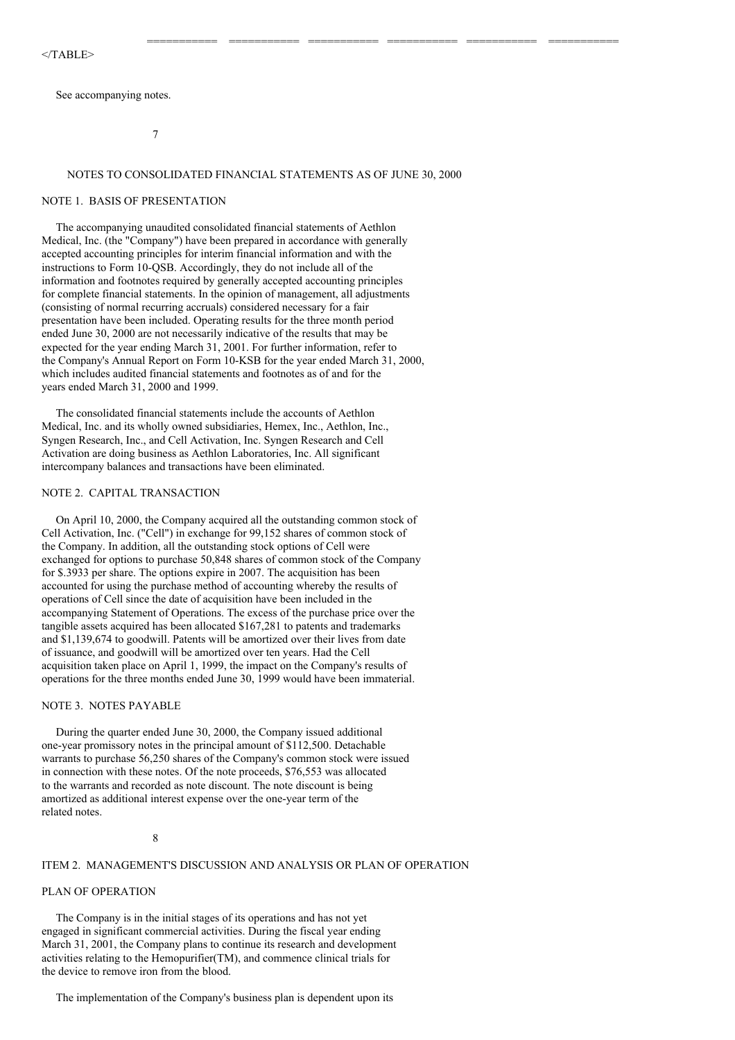</TABLE>

See accompanying notes.

NOTES TO CONSOLIDATED FINANCIAL STATEMENTS AS OF JUNE 30, 2000

NOTE 1. BASIS OF PRESENTATION

The accompanying unaudited consolidated financial statements of Aethlon Medical, Inc. (the "Company") have been prepared in accordance with generally accepted accounting principles for interim financial information and with the instructions to Form 10-QSB. Accordingly, they do not include all of the information and footnotes required by generally accepted accounting principles for complete financial statements. In the opinion of management, all adjustments (consisting of normal recurring accruals) considered necessary for a fair presentation have been included. Operating results for the three month period ended June 30, 2000 are not necessarily indicative of the results that may be expected for the year ending March 31, 2001. For further information, refer to the Company's Annual Report on Form 10-KSB for the year ended March 31, 2000, which includes audited financial statements and footnotes as of and for the years ended March 31, 2000 and 1999.

The consolidated financial statements include the accounts of Aethlon Medical, Inc. and its wholly owned subsidiaries, Hemex, Inc., Aethlon, Inc., Syngen Research, Inc., and Cell Activation, Inc. Syngen Research and Cell Activation are doing business as Aethlon Laboratories, Inc. All significant intercompany balances and transactions have been eliminated.

NOTE 2. CAPITAL TRANSACTION

On April 10, 2000, the Company acquired all the outstanding common stock of Cell Activation, Inc. ("Cell") in exchange for 99,152 shares of common stock of the Company. In addition, all the outstanding stock options of Cell were exchanged for options to purchase 50,848 shares of common stock of the Company for $.3933 per share. The options expire in 2007. The acquisition has been accounted for using the purchase method of accounting whereby the results of operations of Cell since the date of acquisition have been included in the accompanying Statement of Operations. The excess of the purchase price over the tangible assets acquired has been allocated $167,281 to patents and trademarks and $1,139,674 to goodwill. Patents will be amortized over their lives from date of issuance, and goodwill will be amortized over ten years. Had the Cell acquisition taken place on April 1, 1999, the impact on the Company's results of operations for the three months ended June 30, 1999 would have been immaterial.

NOTE 3. NOTES PAYABLE

During the quarter ended June 30, 2000, the Company issued additional one-year promissory notes in the principal amount of $112,500. Detachable warrants to purchase 56,250 shares of the Company's common stock were issued in connection with these notes. Of the note proceeds, $76,553 was allocated to the warrants and recorded as note discount. The note discount is being amortized as additional interest expense over the one-year term of the related notes.

ITEM 2. MANAGEMENT'S DISCUSSION AND ANALYSIS OR PLAN OF OPERATION

PLAN OF OPERATION

The Company is in the initial stages of its operations and has not yet engaged in significant commercial activities. During the fiscal year ending March 31, 2001, the Company plans to continue its research and development activities relating to the Hemopurifier(TM), and commence clinical trials for the device to remove iron from the blood.

The implementation of the Company's business plan is dependent upon its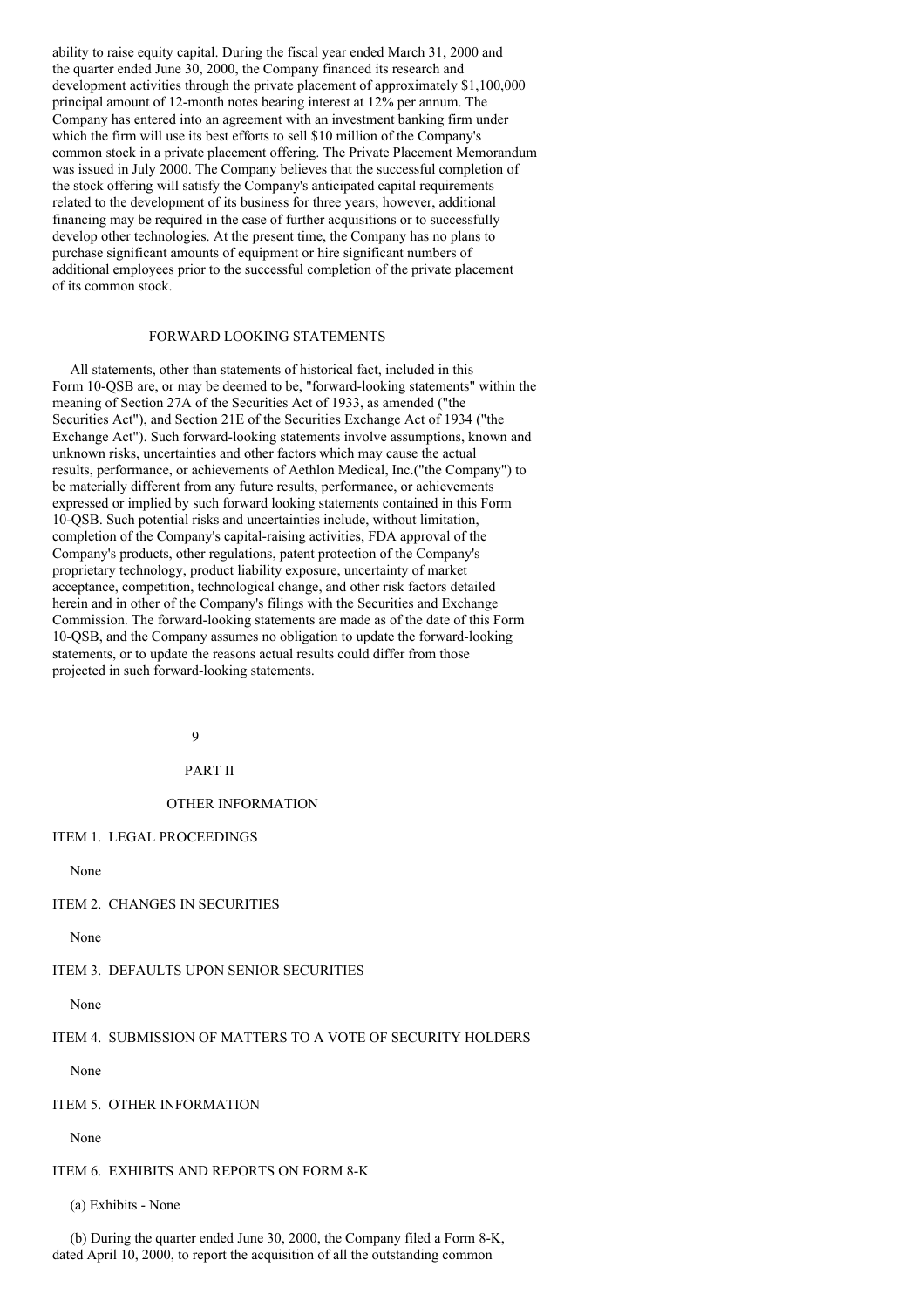ability to raise equity capital. During the fiscal year ended March 31, 2000 and the quarter ended June 30, 2000, the Company financed its research and development activities through the private placement of approximately $1,100,000 principal amount of 12-month notes bearing interest at 12% per annum. The Company has entered into an agreement with an investment banking firm under which the firm will use its best efforts to sell $10 million of the Company's common stock in a private placement offering. The Private Placement Memorandum was issued in July 2000. The Company believes that the successful completion of the stock offering will satisfy the Company's anticipated capital requirements related to the development of its business for three years; however, additional financing may be required in the case of further acquisitions or to successfully develop other technologies. At the present time, the Company has no plans to purchase significant amounts of equipment or hire significant numbers of additional employees prior to the successful completion of the private placement of its common stock.

## FORWARD LOOKING STATEMENTS

All statements, other than statements of historical fact, included in this Form 10-QSB are, or may be deemed to be, "forward-looking statements" within the meaning of Section 27A of the Securities Act of 1933, as amended ("the Securities Act"), and Section 21E of the Securities Exchange Act of 1934 ("the Exchange Act"). Such forward-looking statements involve assumptions, known and unknown risks, uncertainties and other factors which may cause the actual results, performance, or achievements of Aethlon Medical, Inc.("the Company") to be materially different from any future results, performance, or achievements expressed or implied by such forward looking statements contained in this Form 10-QSB. Such potential risks and uncertainties include, without limitation, completion of the Company's capital-raising activities, FDA approval of the Company's products, other regulations, patent protection of the Company's proprietary technology, product liability exposure, uncertainty of market acceptance, competition, technological change, and other risk factors detailed herein and in other of the Company's filings with the Securities and Exchange Commission. The forward-looking statements are made as of the date of this Form 10-QSB, and the Company assumes no obligation to update the forward-looking statements, or to update the reasons actual results could differ from those projected in such forward-looking statements.

# PART II

## OTHER INFORMATION

### ITEM 1. LEGAL PROCEEDINGS

None

### ITEM 2. CHANGES IN SECURITIES

None

### ITEM 3. DEFAULTS UPON SENIOR SECURITIES

None

### ITEM 4. SUBMISSION OF MATTERS TO A VOTE OF SECURITY HOLDERS

None

### ITEM 5. OTHER INFORMATION

None

### ITEM 6. EXHIBITS AND REPORTS ON FORM 8-K

(a) Exhibits - None

(b) During the quarter ended June 30, 2000, the Company filed a Form 8-K, dated April 10, 2000, to report the acquisition of all the outstanding common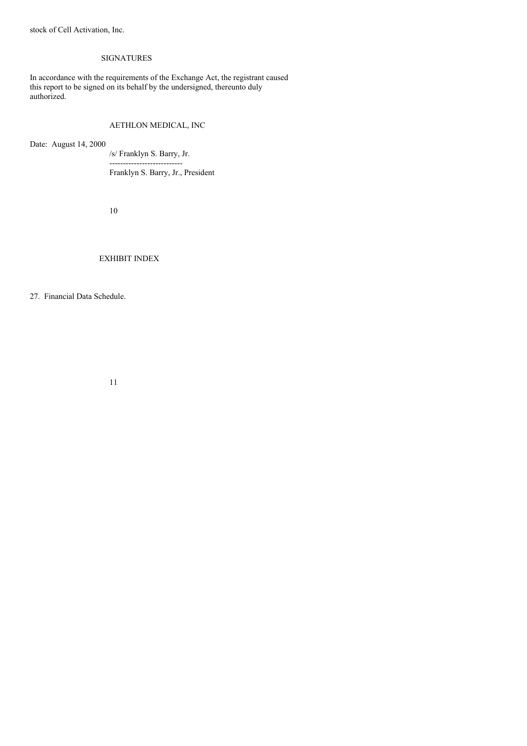stock of Cell Activation, Inc.

## SIGNATURES

In accordance with the requirements of the Exchange Act, the registrant caused this report to be signed on its behalf by the undersigned, thereunto duly authorized.

AETHLON MEDICAL, INC

Date: August 14, 2000

/s/ Franklyn S. Barry, Jr.

---------------------------

Franklyn S. Barry, Jr., President

## EXHIBIT INDEX

27. Financial Data Schedule.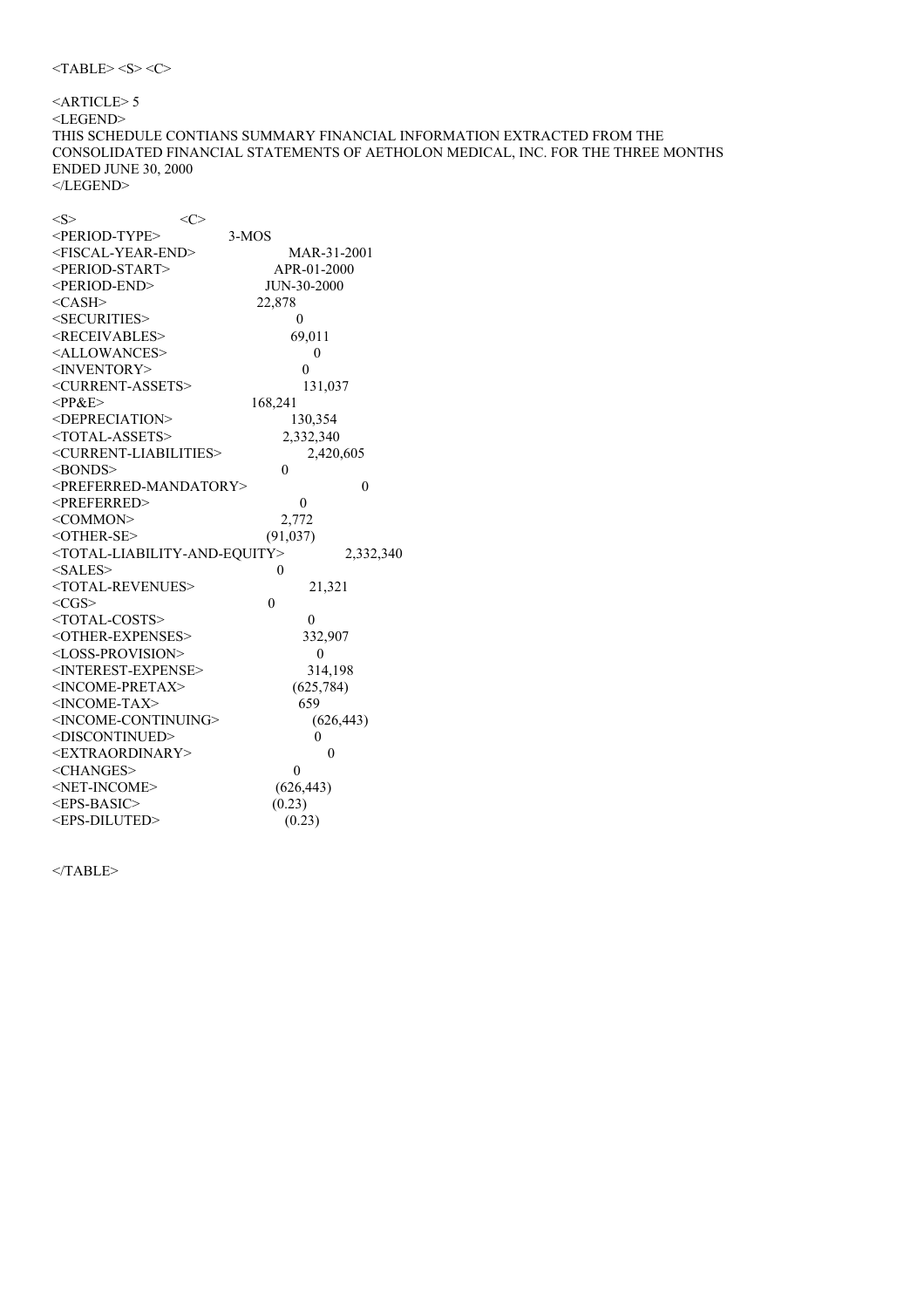<TABLE> <S> <C>

<ARTICLE> 5
<LEGEND>
THIS SCHEDULE CONTIANS SUMMARY FINANCIAL INFORMATION EXTRACTED FROM THE CONSOLIDATED FINANCIAL STATEMENTS OF AETHOLON MEDICAL, INC. FOR THE THREE MONTHS ENDED JUNE 30, 2000
</LEGEND>

| <S> | <C> |
|---|---|
| <PERIOD-TYPE> | 3-MOS |
| <FISCAL-YEAR-END> | MAR-31-2001 |
| <PERIOD-START> | APR-01-2000 |
| <PERIOD-END> | JUN-30-2000 |
| <CASH> | 22,878 |
| <SECURITIES> | 0 |
| <RECEIVABLES> | 69,011 |
| <ALLOWANCES> | 0 |
| <INVENTORY> | 0 |
| <CURRENT-ASSETS> | 131,037 |
| <PP&E> | 168,241 |
| <DEPRECIATION> | 130,354 |
| <TOTAL-ASSETS> | 2,332,340 |
| <CURRENT-LIABILITIES> | 2,420,605 |
| <BONDS> | 0 |
| <PREFERRED-MANDATORY> | 0 |
| <PREFERRED> | 0 |
| <COMMON> | 2,772 |
| <OTHER-SE> | (91,037) |
| <TOTAL-LIABILITY-AND-EQUITY> | 2,332,340 |
| <SALES> | 0 |
| <TOTAL-REVENUES> | 21,321 |
| <CGS> | 0 |
| <TOTAL-COSTS> | 0 |
| <OTHER-EXPENSES> | 332,907 |
| <LOSS-PROVISION> | 0 |
| <INTEREST-EXPENSE> | 314,198 |
| <INCOME-PRETAX> | (625,784) |
| <INCOME-TAX> | 659 |
| <INCOME-CONTINUING> | (626,443) |
| <DISCONTINUED> | 0 |
| <EXTRAORDINARY> | 0 |
| <CHANGES> | 0 |
| <NET-INCOME> | (626,443) |
| <EPS-BASIC> | (0.23) |
| <EPS-DILUTED> | (0.23) |

</TABLE>